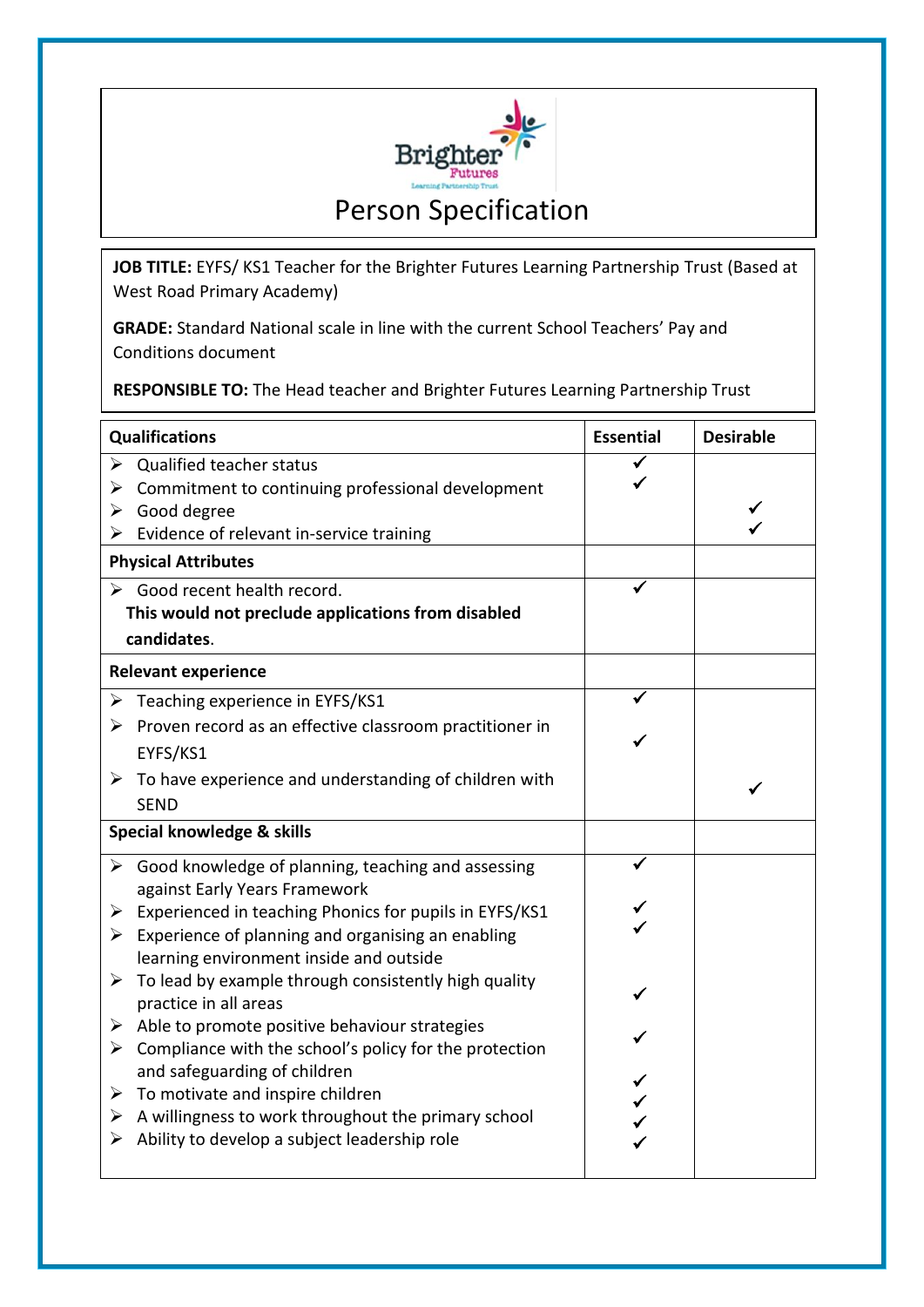Brighter Futures
Learning Partnership Trust

# Person Specification

**JOB TITLE:** EYFS/ KS1 Teacher for the Brighter Futures Learning Partnership Trust (Based at West Road Primary Academy)

**GRADE:** Standard National scale in line with the current School Teachers' Pay and Conditions document

**RESPONSIBLE TO:** The Head teacher and Brighter Futures Learning Partnership Trust

| **Qualifications** | **Essential** | **Desirable** |
|---|---|---|
| ➢ Qualified teacher status | ✓ | |
| ➢ Commitment to continuing professional development | ✓ | |
| ➢ Good degree | | ✓ |
| ➢ Evidence of relevant in-service training | | ✓ |
| **Physical Attributes** | | |
| ➢ Good recent health record. **This would not preclude applications from disabled candidates**. | ✓ | |
| **Relevant experience** | | |
| ➢ Teaching experience in EYFS/KS1 | ✓ | |
| ➢ Proven record as an effective classroom practitioner in EYFS/KS1 | ✓ | |
| ➢ To have experience and understanding of children with SEND | | ✓ |
| **Special knowledge & skills** | | |
| ➢ Good knowledge of planning, teaching and assessing against Early Years Framework | ✓ | |
| ➢ Experienced in teaching Phonics for pupils in EYFS/KS1 | ✓ | |
| ➢ Experience of planning and organising an enabling learning environment inside and outside | ✓ | |
| ➢ To lead by example through consistently high quality practice in all areas | ✓ | |
| ➢ Able to promote positive behaviour strategies | ✓ | |
| ➢ Compliance with the school's policy for the protection and safeguarding of children | ✓ | |
| ➢ To motivate and inspire children | ✓ | |
| ➢ A willingness to work throughout the primary school | ✓ | |
| ➢ Ability to develop a subject leadership role | ✓ | |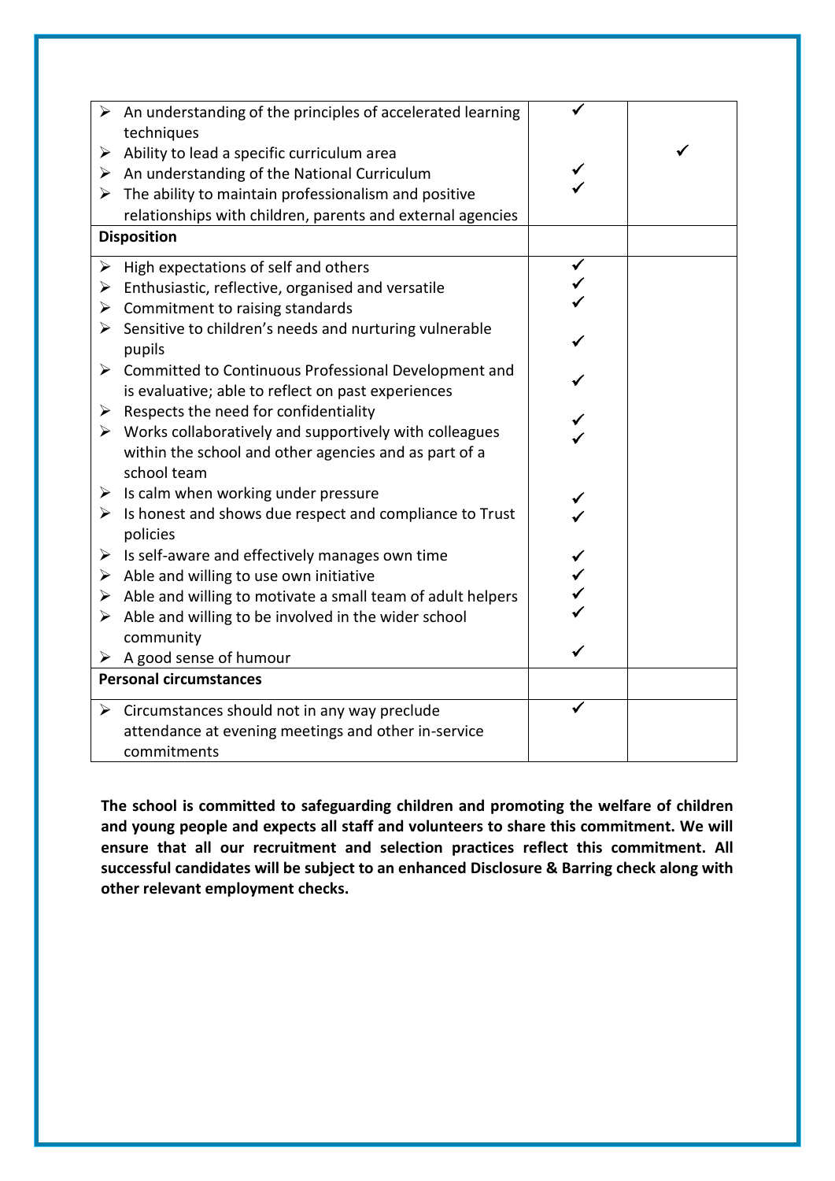| | | |
|---|---|---|
| ➢ An understanding of the principles of accelerated learning techniques | ✓ | |
| ➢ Ability to lead a specific curriculum area | | ✓ |
| ➢ An understanding of the National Curriculum | ✓ | |
| ➢ The ability to maintain professionalism and positive relationships with children, parents and external agencies | ✓ | |
| **Disposition** | | |
| ➢ High expectations of self and others | ✓ | |
| ➢ Enthusiastic, reflective, organised and versatile | ✓ | |
| ➢ Commitment to raising standards | ✓ | |
| ➢ Sensitive to children's needs and nurturing vulnerable pupils | ✓ | |
| ➢ Committed to Continuous Professional Development and is evaluative; able to reflect on past experiences | ✓ | |
| ➢ Respects the need for confidentiality | ✓ | |
| ➢ Works collaboratively and supportively with colleagues within the school and other agencies and as part of a school team | ✓ | |
| ➢ Is calm when working under pressure | ✓ | |
| ➢ Is honest and shows due respect and compliance to Trust policies | ✓ | |
| ➢ Is self-aware and effectively manages own time | ✓ | |
| ➢ Able and willing to use own initiative | ✓ | |
| ➢ Able and willing to motivate a small team of adult helpers | ✓ | |
| ➢ Able and willing to be involved in the wider school community | ✓ | |
| ➢ A good sense of humour | ✓ | |
| **Personal circumstances** | | |
| ➢ Circumstances should not in any way preclude attendance at evening meetings and other in-service commitments | ✓ | |

**The school is committed to safeguarding children and promoting the welfare of children and young people and expects all staff and volunteers to share this commitment. We will ensure that all our recruitment and selection practices reflect this commitment. All successful candidates will be subject to an enhanced Disclosure & Barring check along with other relevant employment checks.**